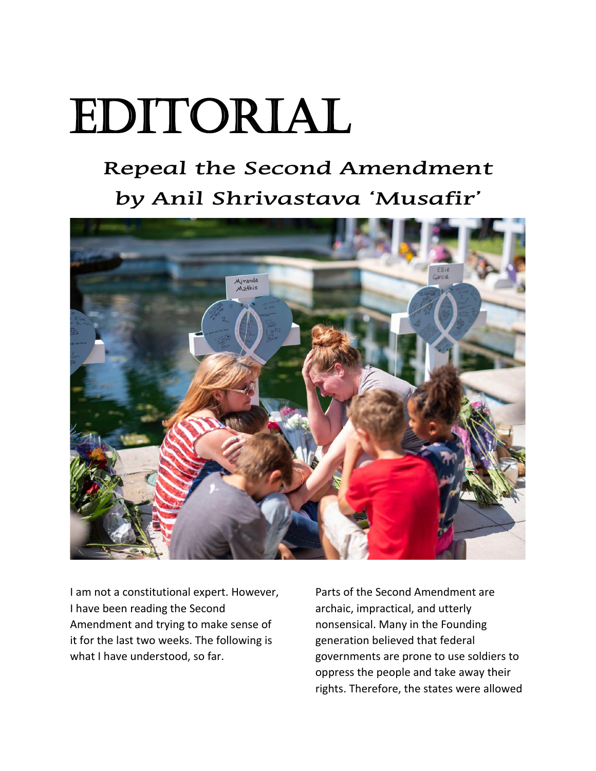# EDITORIAL

## *Repeal the Second Amendment*
## *by Anil Shrivastava 'Musafir'*

I am not a constitutional expert. However, I have been reading the Second Amendment and trying to make sense of it for the last two weeks. The following is what I have understood, so far.

Parts of the Second Amendment are archaic, impractical, and utterly nonsensical. Many in the Founding generation believed that federal governments are prone to use soldiers to oppress the people and take away their rights. Therefore, the states were allowed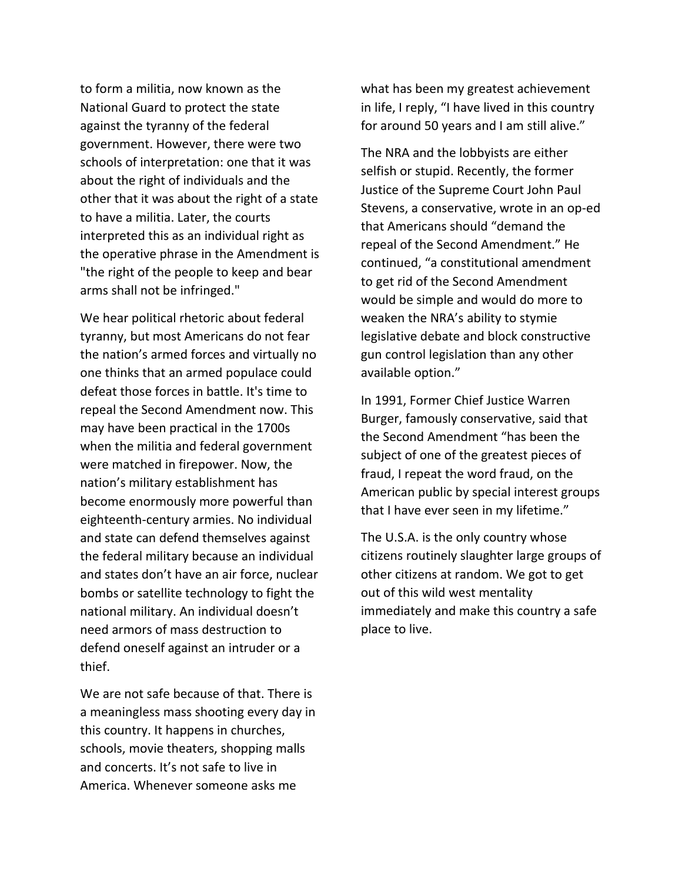to form a militia, now known as the National Guard to protect the state against the tyranny of the federal government. However, there were two schools of interpretation: one that it was about the right of individuals and the other that it was about the right of a state to have a militia. Later, the courts interpreted this as an individual right as the operative phrase in the Amendment is "the right of the people to keep and bear arms shall not be infringed."

We hear political rhetoric about federal tyranny, but most Americans do not fear the nation's armed forces and virtually no one thinks that an armed populace could defeat those forces in battle. It's time to repeal the Second Amendment now. This may have been practical in the 1700s when the militia and federal government were matched in firepower. Now, the nation's military establishment has become enormously more powerful than eighteenth-century armies. No individual and state can defend themselves against the federal military because an individual and states don't have an air force, nuclear bombs or satellite technology to fight the national military. An individual doesn't need armors of mass destruction to defend oneself against an intruder or a thief.

We are not safe because of that. There is a meaningless mass shooting every day in this country. It happens in churches, schools, movie theaters, shopping malls and concerts. It's not safe to live in America. Whenever someone asks me what has been my greatest achievement in life, I reply, "I have lived in this country for around 50 years and I am still alive."

The NRA and the lobbyists are either selfish or stupid. Recently, the former Justice of the Supreme Court John Paul Stevens, a conservative, wrote in an op-ed that Americans should "demand the repeal of the Second Amendment." He continued, "a constitutional amendment to get rid of the Second Amendment would be simple and would do more to weaken the NRA's ability to stymie legislative debate and block constructive gun control legislation than any other available option."

In 1991, Former Chief Justice Warren Burger, famously conservative, said that the Second Amendment "has been the subject of one of the greatest pieces of fraud, I repeat the word fraud, on the American public by special interest groups that I have ever seen in my lifetime."

The U.S.A. is the only country whose citizens routinely slaughter large groups of other citizens at random. We got to get out of this wild west mentality immediately and make this country a safe place to live.